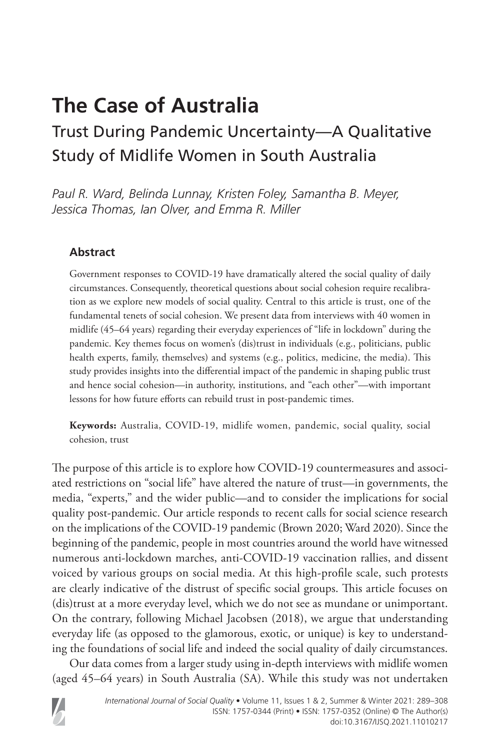# The Case of Australia

## Trust During Pandemic Uncertainty—A Qualitative Study of Midlife Women in South Australia

*Paul R. Ward, Belinda Lunnay, Kristen Foley, Samantha B. Meyer, Jessica Thomas, Ian Olver, and Emma R. Miller*

### Abstract

Government responses to COVID-19 have dramatically altered the social quality of daily circumstances. Consequently, theoretical questions about social cohesion require recalibration as we explore new models of social quality. Central to this article is trust, one of the fundamental tenets of social cohesion. We present data from interviews with 40 women in midlife (45–64 years) regarding their everyday experiences of "life in lockdown" during the pandemic. Key themes focus on women's (dis)trust in individuals (e.g., politicians, public health experts, family, themselves) and systems (e.g., politics, medicine, the media). This study provides insights into the differential impact of the pandemic in shaping public trust and hence social cohesion—in authority, institutions, and "each other"—with important lessons for how future efforts can rebuild trust in post-pandemic times.

**Keywords:** Australia, COVID-19, midlife women, pandemic, social quality, social cohesion, trust

The purpose of this article is to explore how COVID-19 countermeasures and associated restrictions on "social life" have altered the nature of trust—in governments, the media, "experts," and the wider public—and to consider the implications for social quality post-pandemic. Our article responds to recent calls for social science research on the implications of the COVID-19 pandemic (Brown 2020; Ward 2020). Since the beginning of the pandemic, people in most countries around the world have witnessed numerous anti-lockdown marches, anti-COVID-19 vaccination rallies, and dissent voiced by various groups on social media. At this high-profile scale, such protests are clearly indicative of the distrust of specific social groups. This article focuses on (dis)trust at a more everyday level, which we do not see as mundane or unimportant. On the contrary, following Michael Jacobsen (2018), we argue that understanding everyday life (as opposed to the glamorous, exotic, or unique) is key to understanding the foundations of social life and indeed the social quality of daily circumstances.

Our data comes from a larger study using in-depth interviews with midlife women (aged 45–64 years) in South Australia (SA). While this study was not undertaken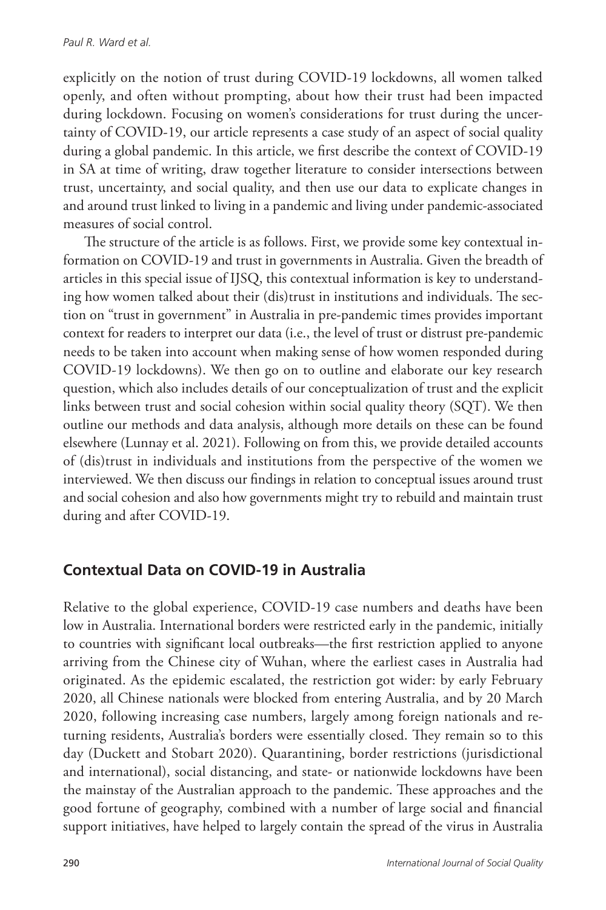explicitly on the notion of trust during COVID-19 lockdowns, all women talked openly, and often without prompting, about how their trust had been impacted during lockdown. Focusing on women's considerations for trust during the uncertainty of COVID-19, our article represents a case study of an aspect of social quality during a global pandemic. In this article, we first describe the context of COVID-19 in SA at time of writing, draw together literature to consider intersections between trust, uncertainty, and social quality, and then use our data to explicate changes in and around trust linked to living in a pandemic and living under pandemic-associated measures of social control.

The structure of the article is as follows. First, we provide some key contextual information on COVID-19 and trust in governments in Australia. Given the breadth of articles in this special issue of IJSQ, this contextual information is key to understanding how women talked about their (dis)trust in institutions and individuals. The section on "trust in government" in Australia in pre-pandemic times provides important context for readers to interpret our data (i.e., the level of trust or distrust pre-pandemic needs to be taken into account when making sense of how women responded during COVID-19 lockdowns). We then go on to outline and elaborate our key research question, which also includes details of our conceptualization of trust and the explicit links between trust and social cohesion within social quality theory (SQT). We then outline our methods and data analysis, although more details on these can be found elsewhere (Lunnay et al. 2021). Following on from this, we provide detailed accounts of (dis)trust in individuals and institutions from the perspective of the women we interviewed. We then discuss our findings in relation to conceptual issues around trust and social cohesion and also how governments might try to rebuild and maintain trust during and after COVID-19.

## Contextual Data on COVID-19 in Australia

Relative to the global experience, COVID-19 case numbers and deaths have been low in Australia. International borders were restricted early in the pandemic, initially to countries with significant local outbreaks—the first restriction applied to anyone arriving from the Chinese city of Wuhan, where the earliest cases in Australia had originated. As the epidemic escalated, the restriction got wider: by early February 2020, all Chinese nationals were blocked from entering Australia, and by 20 March 2020, following increasing case numbers, largely among foreign nationals and returning residents, Australia's borders were essentially closed. They remain so to this day (Duckett and Stobart 2020). Quarantining, border restrictions (jurisdictional and international), social distancing, and state- or nationwide lockdowns have been the mainstay of the Australian approach to the pandemic. These approaches and the good fortune of geography, combined with a number of large social and financial support initiatives, have helped to largely contain the spread of the virus in Australia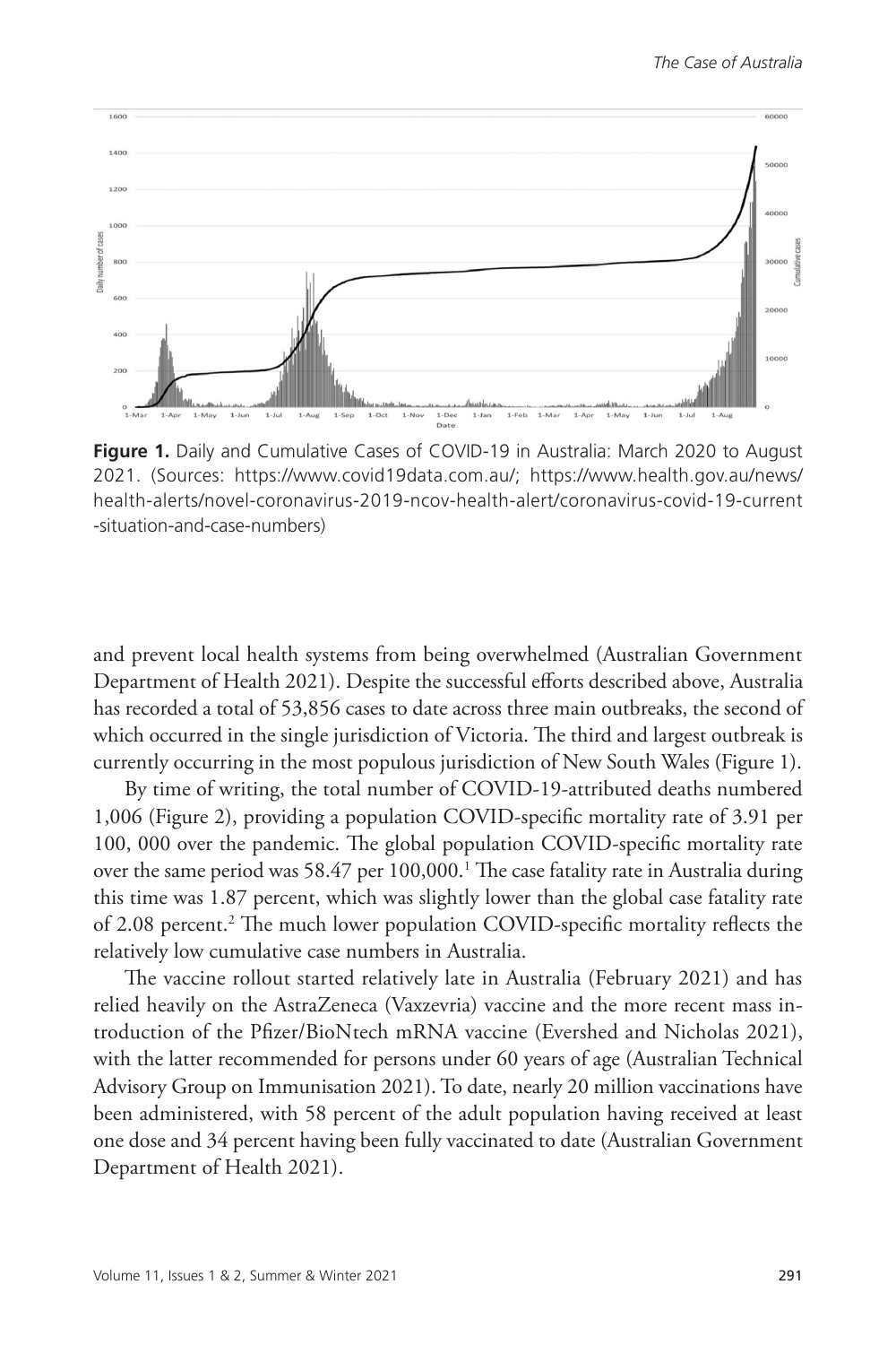**Figure 1.** Daily and Cumulative Cases of COVID-19 in Australia: March 2020 to August 2021. (Sources: https://www.covid19data.com.au/; https://www.health.gov.au/news/health-alerts/novel-coronavirus-2019-ncov-health-alert/coronavirus-covid-19-current-situation-and-case-numbers)

and prevent local health systems from being overwhelmed (Australian Government Department of Health 2021). Despite the successful efforts described above, Australia has recorded a total of 53,856 cases to date across three main outbreaks, the second of which occurred in the single jurisdiction of Victoria. The third and largest outbreak is currently occurring in the most populous jurisdiction of New South Wales (Figure 1).

By time of writing, the total number of COVID-19-attributed deaths numbered 1,006 (Figure 2), providing a population COVID-specific mortality rate of 3.91 per 100, 000 over the pandemic. The global population COVID-specific mortality rate over the same period was 58.47 per 100,000.[1] The case fatality rate in Australia during this time was 1.87 percent, which was slightly lower than the global case fatality rate of 2.08 percent.[2] The much lower population COVID-specific mortality reflects the relatively low cumulative case numbers in Australia.

The vaccine rollout started relatively late in Australia (February 2021) and has relied heavily on the AstraZeneca (Vaxzevria) vaccine and the more recent mass introduction of the Pfizer/BioNtech mRNA vaccine (Evershed and Nicholas 2021), with the latter recommended for persons under 60 years of age (Australian Technical Advisory Group on Immunisation 2021). To date, nearly 20 million vaccinations have been administered, with 58 percent of the adult population having received at least one dose and 34 percent having been fully vaccinated to date (Australian Government Department of Health 2021).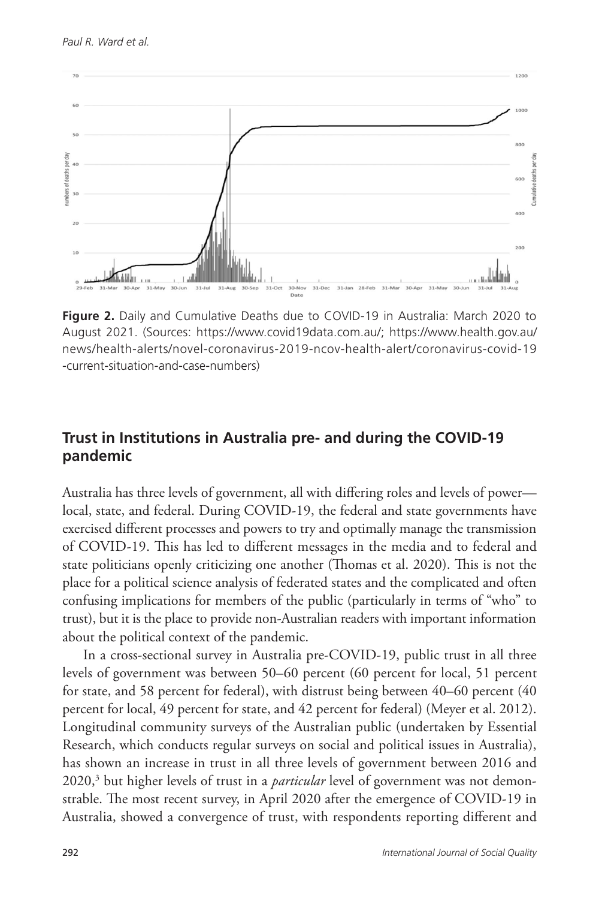**Figure 2.** Daily and Cumulative Deaths due to COVID-19 in Australia: March 2020 to August 2021. (Sources: https://www.covid19data.com.au/; https://www.health.gov.au/news/health-alerts/novel-coronavirus-2019-ncov-health-alert/coronavirus-covid-19-current-situation-and-case-numbers)

## Trust in Institutions in Australia pre- and during the COVID-19 pandemic

Australia has three levels of government, all with differing roles and levels of power—local, state, and federal. During COVID-19, the federal and state governments have exercised different processes and powers to try and optimally manage the transmission of COVID-19. This has led to different messages in the media and to federal and state politicians openly criticizing one another (Thomas et al. 2020). This is not the place for a political science analysis of federated states and the complicated and often confusing implications for members of the public (particularly in terms of "who" to trust), but it is the place to provide non-Australian readers with important information about the political context of the pandemic.

In a cross-sectional survey in Australia pre-COVID-19, public trust in all three levels of government was between 50–60 percent (60 percent for local, 51 percent for state, and 58 percent for federal), with distrust being between 40–60 percent (40 percent for local, 49 percent for state, and 42 percent for federal) (Meyer et al. 2012). Longitudinal community surveys of the Australian public (undertaken by Essential Research, which conducts regular surveys on social and political issues in Australia), has shown an increase in trust in all three levels of government between 2016 and 2020,[3] but higher levels of trust in a *particular* level of government was not demonstrable. The most recent survey, in April 2020 after the emergence of COVID-19 in Australia, showed a convergence of trust, with respondents reporting different and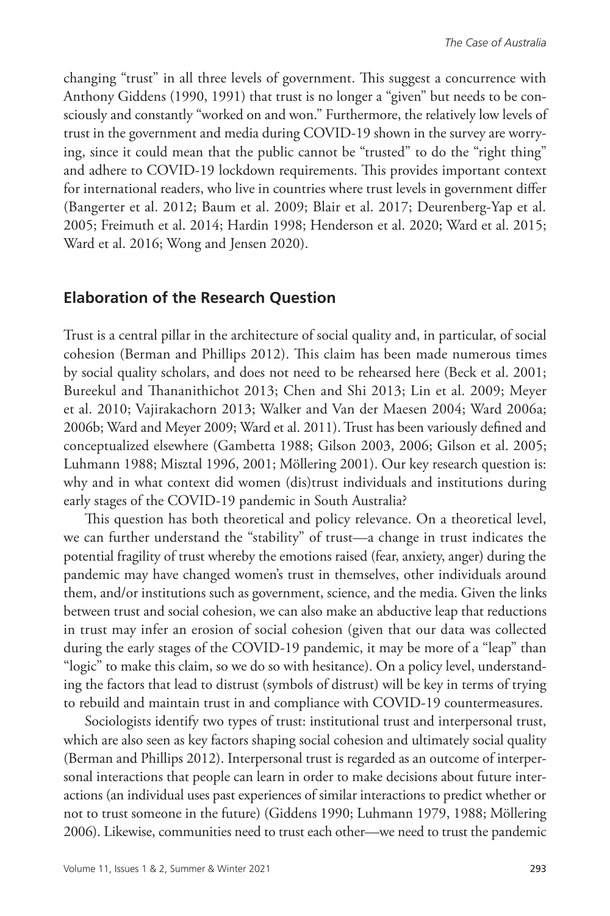changing "trust" in all three levels of government. This suggest a concurrence with Anthony Giddens (1990, 1991) that trust is no longer a "given" but needs to be consciously and constantly "worked on and won." Furthermore, the relatively low levels of trust in the government and media during COVID-19 shown in the survey are worrying, since it could mean that the public cannot be "trusted" to do the "right thing" and adhere to COVID-19 lockdown requirements. This provides important context for international readers, who live in countries where trust levels in government differ (Bangerter et al. 2012; Baum et al. 2009; Blair et al. 2017; Deurenberg-Yap et al. 2005; Freimuth et al. 2014; Hardin 1998; Henderson et al. 2020; Ward et al. 2015; Ward et al. 2016; Wong and Jensen 2020).

## Elaboration of the Research Question

Trust is a central pillar in the architecture of social quality and, in particular, of social cohesion (Berman and Phillips 2012). This claim has been made numerous times by social quality scholars, and does not need to be rehearsed here (Beck et al. 2001; Bureekul and Thananithichot 2013; Chen and Shi 2013; Lin et al. 2009; Meyer et al. 2010; Vajirakachorn 2013; Walker and Van der Maesen 2004; Ward 2006a; 2006b; Ward and Meyer 2009; Ward et al. 2011). Trust has been variously defined and conceptualized elsewhere (Gambetta 1988; Gilson 2003, 2006; Gilson et al. 2005; Luhmann 1988; Misztal 1996, 2001; Möllering 2001). Our key research question is: why and in what context did women (dis)trust individuals and institutions during early stages of the COVID-19 pandemic in South Australia?

This question has both theoretical and policy relevance. On a theoretical level, we can further understand the "stability" of trust—a change in trust indicates the potential fragility of trust whereby the emotions raised (fear, anxiety, anger) during the pandemic may have changed women's trust in themselves, other individuals around them, and/or institutions such as government, science, and the media. Given the links between trust and social cohesion, we can also make an abductive leap that reductions in trust may infer an erosion of social cohesion (given that our data was collected during the early stages of the COVID-19 pandemic, it may be more of a "leap" than "logic" to make this claim, so we do so with hesitance). On a policy level, understanding the factors that lead to distrust (symbols of distrust) will be key in terms of trying to rebuild and maintain trust in and compliance with COVID-19 countermeasures.

Sociologists identify two types of trust: institutional trust and interpersonal trust, which are also seen as key factors shaping social cohesion and ultimately social quality (Berman and Phillips 2012). Interpersonal trust is regarded as an outcome of interpersonal interactions that people can learn in order to make decisions about future interactions (an individual uses past experiences of similar interactions to predict whether or not to trust someone in the future) (Giddens 1990; Luhmann 1979, 1988; Möllering 2006). Likewise, communities need to trust each other—we need to trust the pandemic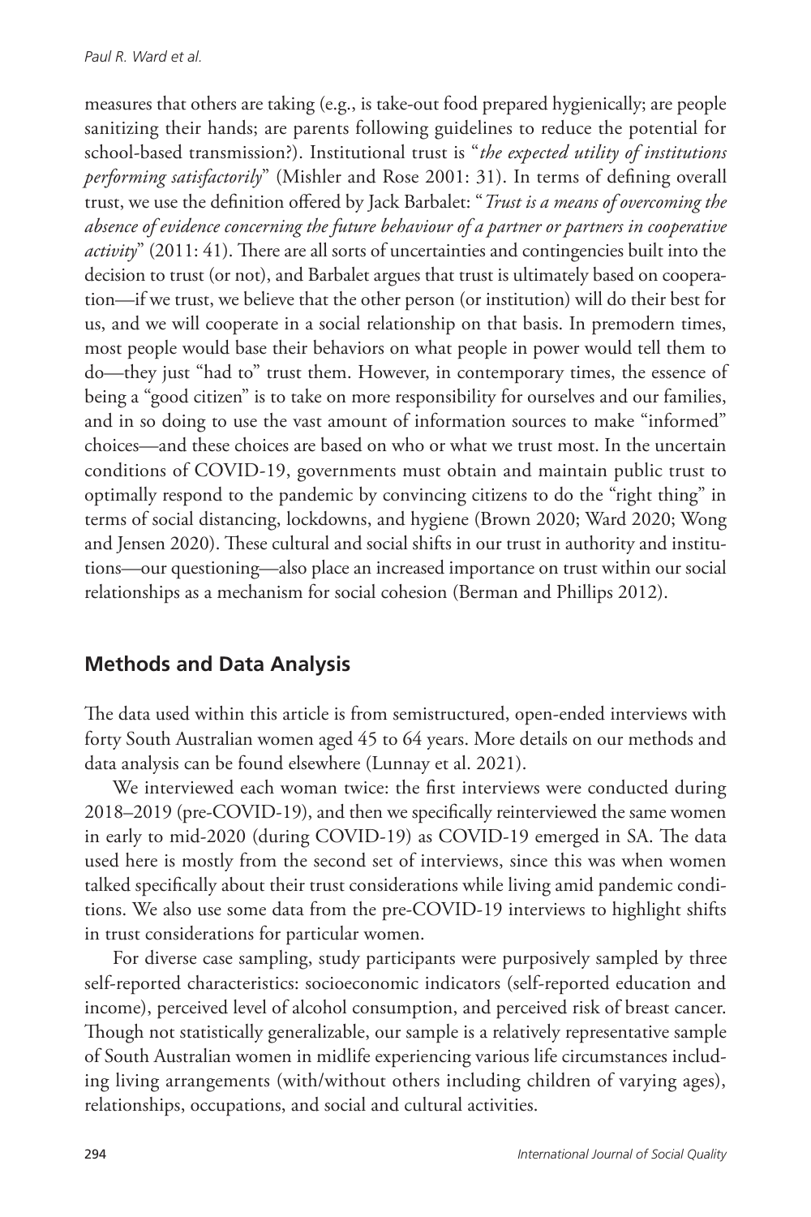measures that others are taking (e.g., is take-out food prepared hygienically; are people sanitizing their hands; are parents following guidelines to reduce the potential for school-based transmission?). Institutional trust is "*the expected utility of institutions performing satisfactorily*" (Mishler and Rose 2001: 31). In terms of defining overall trust, we use the definition offered by Jack Barbalet: "*Trust is a means of overcoming the absence of evidence concerning the future behaviour of a partner or partners in cooperative activity*" (2011: 41). There are all sorts of uncertainties and contingencies built into the decision to trust (or not), and Barbalet argues that trust is ultimately based on cooperation—if we trust, we believe that the other person (or institution) will do their best for us, and we will cooperate in a social relationship on that basis. In premodern times, most people would base their behaviors on what people in power would tell them to do—they just "had to" trust them. However, in contemporary times, the essence of being a "good citizen" is to take on more responsibility for ourselves and our families, and in so doing to use the vast amount of information sources to make "informed" choices—and these choices are based on who or what we trust most. In the uncertain conditions of COVID-19, governments must obtain and maintain public trust to optimally respond to the pandemic by convincing citizens to do the "right thing" in terms of social distancing, lockdowns, and hygiene (Brown 2020; Ward 2020; Wong and Jensen 2020). These cultural and social shifts in our trust in authority and institutions—our questioning—also place an increased importance on trust within our social relationships as a mechanism for social cohesion (Berman and Phillips 2012).

## Methods and Data Analysis

The data used within this article is from semistructured, open-ended interviews with forty South Australian women aged 45 to 64 years. More details on our methods and data analysis can be found elsewhere (Lunnay et al. 2021).

We interviewed each woman twice: the first interviews were conducted during 2018–2019 (pre-COVID-19), and then we specifically reinterviewed the same women in early to mid-2020 (during COVID-19) as COVID-19 emerged in SA. The data used here is mostly from the second set of interviews, since this was when women talked specifically about their trust considerations while living amid pandemic conditions. We also use some data from the pre-COVID-19 interviews to highlight shifts in trust considerations for particular women.

For diverse case sampling, study participants were purposively sampled by three self-reported characteristics: socioeconomic indicators (self-reported education and income), perceived level of alcohol consumption, and perceived risk of breast cancer. Though not statistically generalizable, our sample is a relatively representative sample of South Australian women in midlife experiencing various life circumstances including living arrangements (with/without others including children of varying ages), relationships, occupations, and social and cultural activities.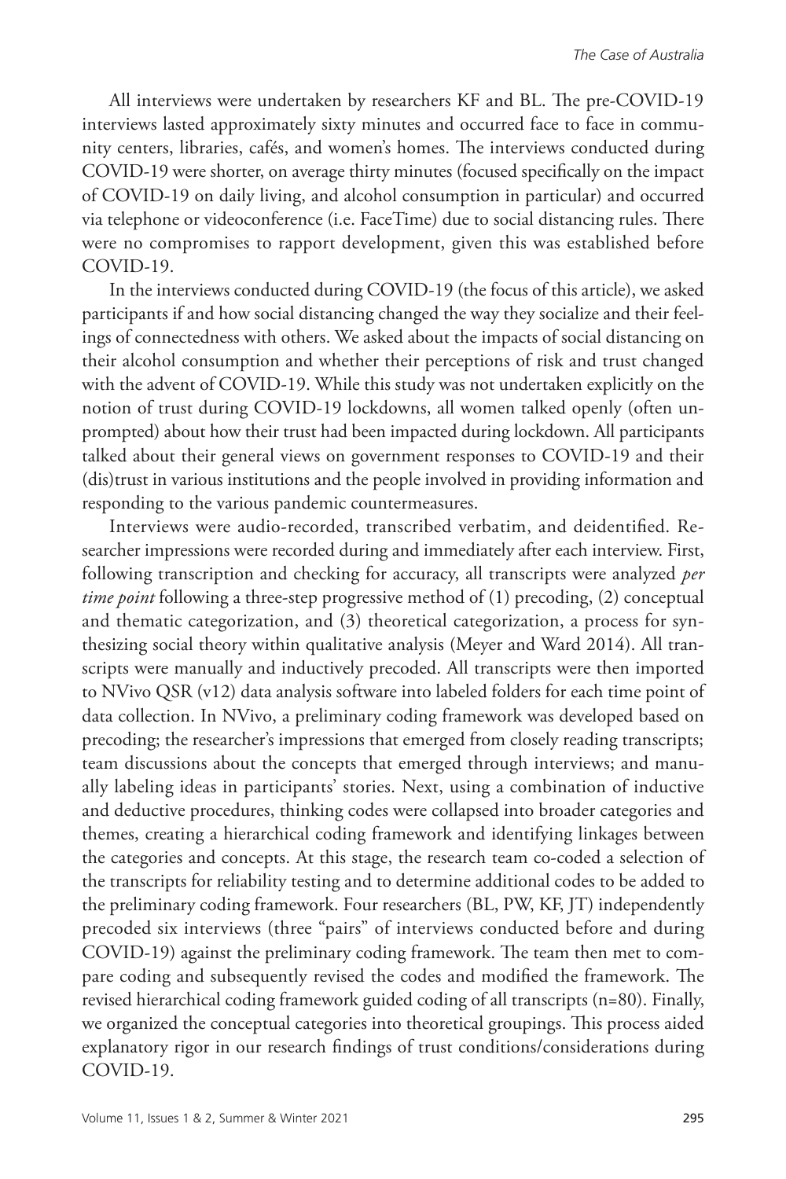All interviews were undertaken by researchers KF and BL. The pre-COVID-19 interviews lasted approximately sixty minutes and occurred face to face in community centers, libraries, cafés, and women's homes. The interviews conducted during COVID-19 were shorter, on average thirty minutes (focused specifically on the impact of COVID-19 on daily living, and alcohol consumption in particular) and occurred via telephone or videoconference (i.e. FaceTime) due to social distancing rules. There were no compromises to rapport development, given this was established before COVID-19.

In the interviews conducted during COVID-19 (the focus of this article), we asked participants if and how social distancing changed the way they socialize and their feelings of connectedness with others. We asked about the impacts of social distancing on their alcohol consumption and whether their perceptions of risk and trust changed with the advent of COVID-19. While this study was not undertaken explicitly on the notion of trust during COVID-19 lockdowns, all women talked openly (often unprompted) about how their trust had been impacted during lockdown. All participants talked about their general views on government responses to COVID-19 and their (dis)trust in various institutions and the people involved in providing information and responding to the various pandemic countermeasures.

Interviews were audio-recorded, transcribed verbatim, and deidentified. Researcher impressions were recorded during and immediately after each interview. First, following transcription and checking for accuracy, all transcripts were analyzed *per time point* following a three-step progressive method of (1) precoding, (2) conceptual and thematic categorization, and (3) theoretical categorization, a process for synthesizing social theory within qualitative analysis (Meyer and Ward 2014). All transcripts were manually and inductively precoded. All transcripts were then imported to NVivo QSR (v12) data analysis software into labeled folders for each time point of data collection. In NVivo, a preliminary coding framework was developed based on precoding; the researcher's impressions that emerged from closely reading transcripts; team discussions about the concepts that emerged through interviews; and manually labeling ideas in participants' stories. Next, using a combination of inductive and deductive procedures, thinking codes were collapsed into broader categories and themes, creating a hierarchical coding framework and identifying linkages between the categories and concepts. At this stage, the research team co-coded a selection of the transcripts for reliability testing and to determine additional codes to be added to the preliminary coding framework. Four researchers (BL, PW, KF, JT) independently precoded six interviews (three "pairs" of interviews conducted before and during COVID-19) against the preliminary coding framework. The team then met to compare coding and subsequently revised the codes and modified the framework. The revised hierarchical coding framework guided coding of all transcripts (n=80). Finally, we organized the conceptual categories into theoretical groupings. This process aided explanatory rigor in our research findings of trust conditions/considerations during COVID-19.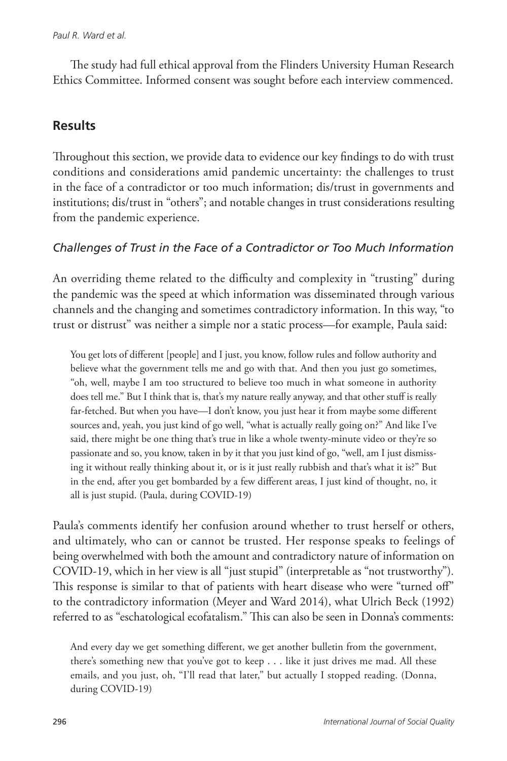The study had full ethical approval from the Flinders University Human Research Ethics Committee. Informed consent was sought before each interview commenced.

## Results

Throughout this section, we provide data to evidence our key findings to do with trust conditions and considerations amid pandemic uncertainty: the challenges to trust in the face of a contradictor or too much information; dis/trust in governments and institutions; dis/trust in "others"; and notable changes in trust considerations resulting from the pandemic experience.

### *Challenges of Trust in the Face of a Contradictor or Too Much Information*

An overriding theme related to the difficulty and complexity in "trusting" during the pandemic was the speed at which information was disseminated through various channels and the changing and sometimes contradictory information. In this way, "to trust or distrust" was neither a simple nor a static process—for example, Paula said:

> You get lots of different [people] and I just, you know, follow rules and follow authority and believe what the government tells me and go with that. And then you just go sometimes, "oh, well, maybe I am too structured to believe too much in what someone in authority does tell me." But I think that is, that's my nature really anyway, and that other stuff is really far-fetched. But when you have—I don't know, you just hear it from maybe some different sources and, yeah, you just kind of go well, "what is actually really going on?" And like I've said, there might be one thing that's true in like a whole twenty-minute video or they're so passionate and so, you know, taken in by it that you just kind of go, "well, am I just dismissing it without really thinking about it, or is it just really rubbish and that's what it is?" But in the end, after you get bombarded by a few different areas, I just kind of thought, no, it all is just stupid. (Paula, during COVID-19)

Paula's comments identify her confusion around whether to trust herself or others, and ultimately, who can or cannot be trusted. Her response speaks to feelings of being overwhelmed with both the amount and contradictory nature of information on COVID-19, which in her view is all "just stupid" (interpretable as "not trustworthy"). This response is similar to that of patients with heart disease who were "turned off" to the contradictory information (Meyer and Ward 2014), what Ulrich Beck (1992) referred to as "eschatological ecofatalism." This can also be seen in Donna's comments:

> And every day we get something different, we get another bulletin from the government, there's something new that you've got to keep . . . like it just drives me mad. All these emails, and you just, oh, "I'll read that later," but actually I stopped reading. (Donna, during COVID-19)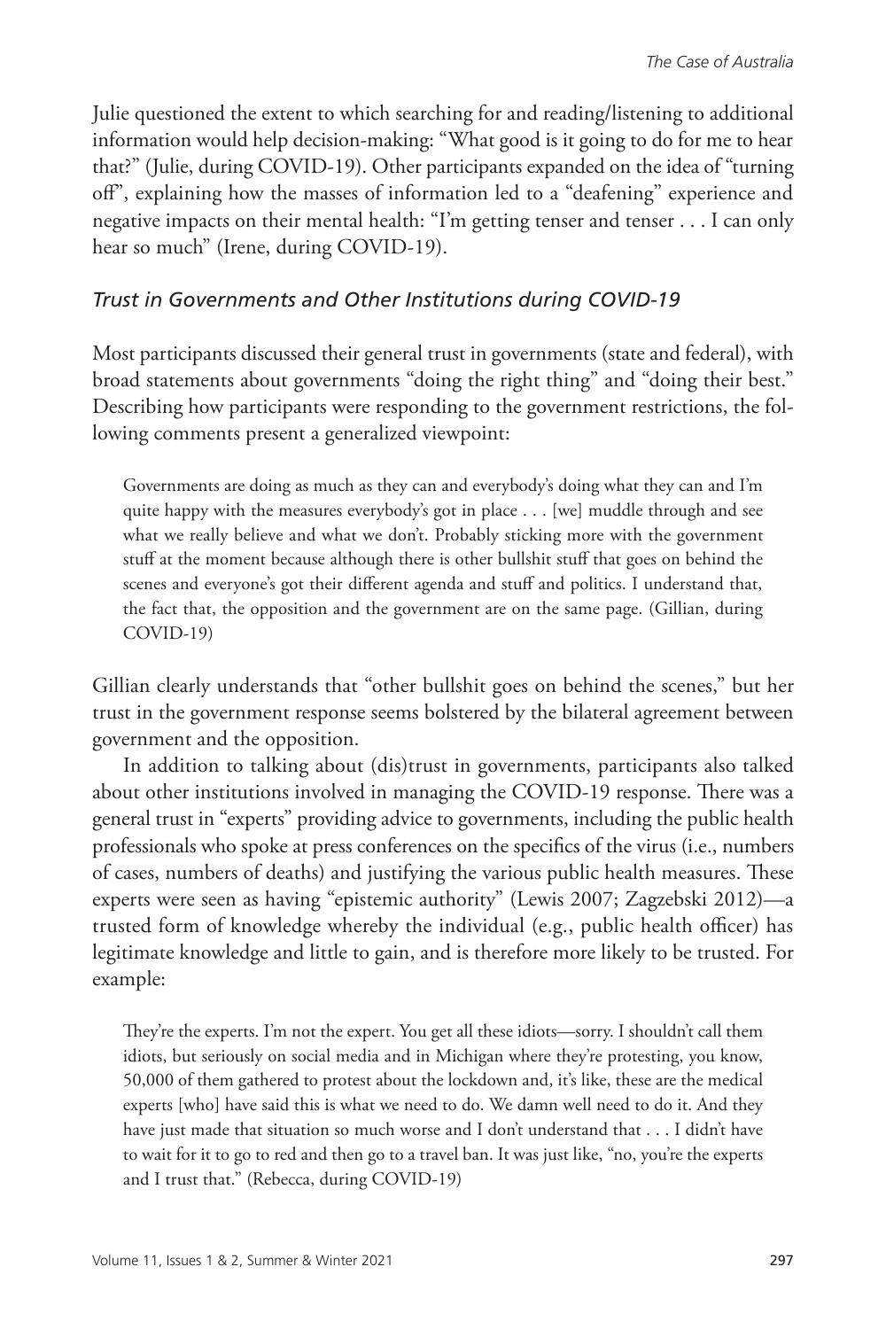Julie questioned the extent to which searching for and reading/listening to additional information would help decision-making: "What good is it going to do for me to hear that?" (Julie, during COVID-19). Other participants expanded on the idea of "turning off", explaining how the masses of information led to a "deafening" experience and negative impacts on their mental health: "I'm getting tenser and tenser . . . I can only hear so much" (Irene, during COVID-19).

### *Trust in Governments and Other Institutions during COVID-19*

Most participants discussed their general trust in governments (state and federal), with broad statements about governments "doing the right thing" and "doing their best." Describing how participants were responding to the government restrictions, the following comments present a generalized viewpoint:

> Governments are doing as much as they can and everybody's doing what they can and I'm quite happy with the measures everybody's got in place . . . [we] muddle through and see what we really believe and what we don't. Probably sticking more with the government stuff at the moment because although there is other bullshit stuff that goes on behind the scenes and everyone's got their different agenda and stuff and politics. I understand that, the fact that, the opposition and the government are on the same page. (Gillian, during COVID-19)

Gillian clearly understands that "other bullshit goes on behind the scenes," but her trust in the government response seems bolstered by the bilateral agreement between government and the opposition.

In addition to talking about (dis)trust in governments, participants also talked about other institutions involved in managing the COVID-19 response. There was a general trust in "experts" providing advice to governments, including the public health professionals who spoke at press conferences on the specifics of the virus (i.e., numbers of cases, numbers of deaths) and justifying the various public health measures. These experts were seen as having "epistemic authority" (Lewis 2007; Zagzebski 2012)—a trusted form of knowledge whereby the individual (e.g., public health officer) has legitimate knowledge and little to gain, and is therefore more likely to be trusted. For example:

> They're the experts. I'm not the expert. You get all these idiots—sorry. I shouldn't call them idiots, but seriously on social media and in Michigan where they're protesting, you know, 50,000 of them gathered to protest about the lockdown and, it's like, these are the medical experts [who] have said this is what we need to do. We damn well need to do it. And they have just made that situation so much worse and I don't understand that . . . I didn't have to wait for it to go to red and then go to a travel ban. It was just like, "no, you're the experts and I trust that." (Rebecca, during COVID-19)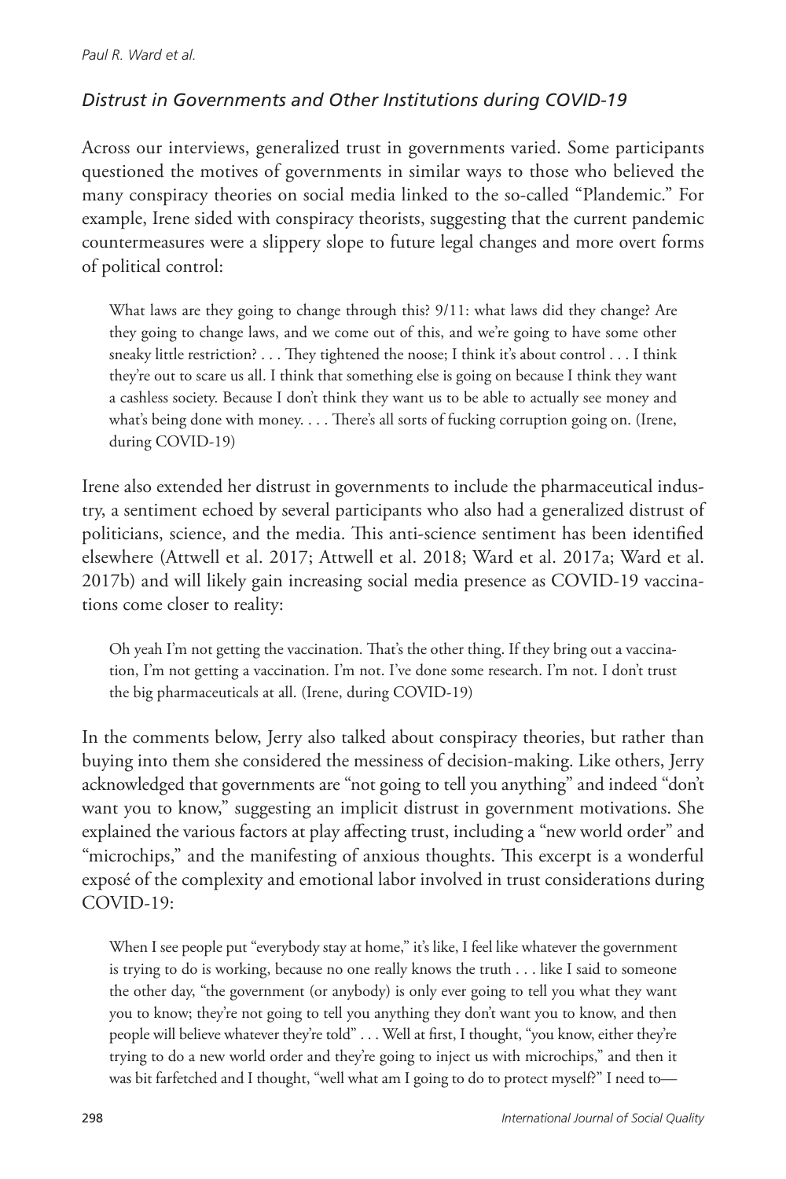### *Distrust in Governments and Other Institutions during COVID-19*

Across our interviews, generalized trust in governments varied. Some participants questioned the motives of governments in similar ways to those who believed the many conspiracy theories on social media linked to the so-called "Plandemic." For example, Irene sided with conspiracy theorists, suggesting that the current pandemic countermeasures were a slippery slope to future legal changes and more overt forms of political control:

> What laws are they going to change through this? 9/11: what laws did they change? Are they going to change laws, and we come out of this, and we're going to have some other sneaky little restriction? . . . They tightened the noose; I think it's about control . . . I think they're out to scare us all. I think that something else is going on because I think they want a cashless society. Because I don't think they want us to be able to actually see money and what's being done with money. . . . There's all sorts of fucking corruption going on. (Irene, during COVID-19)

Irene also extended her distrust in governments to include the pharmaceutical industry, a sentiment echoed by several participants who also had a generalized distrust of politicians, science, and the media. This anti-science sentiment has been identified elsewhere (Attwell et al. 2017; Attwell et al. 2018; Ward et al. 2017a; Ward et al. 2017b) and will likely gain increasing social media presence as COVID-19 vaccinations come closer to reality:

> Oh yeah I'm not getting the vaccination. That's the other thing. If they bring out a vaccination, I'm not getting a vaccination. I'm not. I've done some research. I'm not. I don't trust the big pharmaceuticals at all. (Irene, during COVID-19)

In the comments below, Jerry also talked about conspiracy theories, but rather than buying into them she considered the messiness of decision-making. Like others, Jerry acknowledged that governments are "not going to tell you anything" and indeed "don't want you to know," suggesting an implicit distrust in government motivations. She explained the various factors at play affecting trust, including a "new world order" and "microchips," and the manifesting of anxious thoughts. This excerpt is a wonderful exposé of the complexity and emotional labor involved in trust considerations during COVID-19:

> When I see people put "everybody stay at home," it's like, I feel like whatever the government is trying to do is working, because no one really knows the truth . . . like I said to someone the other day, "the government (or anybody) is only ever going to tell you what they want you to know; they're not going to tell you anything they don't want you to know, and then people will believe whatever they're told" . . . Well at first, I thought, "you know, either they're trying to do a new world order and they're going to inject us with microchips," and then it was bit farfetched and I thought, "well what am I going to do to protect myself?" I need to—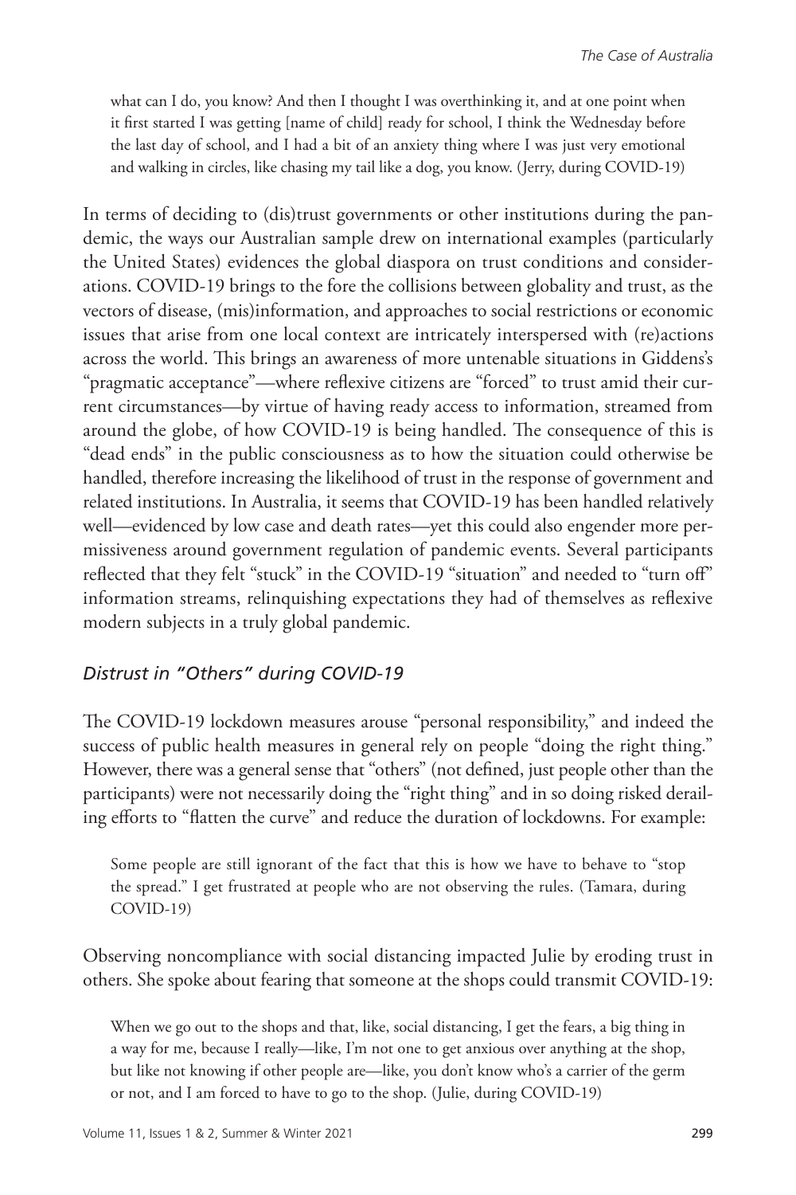> what can I do, you know? And then I thought I was overthinking it, and at one point when it first started I was getting [name of child] ready for school, I think the Wednesday before the last day of school, and I had a bit of an anxiety thing where I was just very emotional and walking in circles, like chasing my tail like a dog, you know. (Jerry, during COVID-19)

In terms of deciding to (dis)trust governments or other institutions during the pandemic, the ways our Australian sample drew on international examples (particularly the United States) evidences the global diaspora on trust conditions and considerations. COVID-19 brings to the fore the collisions between globality and trust, as the vectors of disease, (mis)information, and approaches to social restrictions or economic issues that arise from one local context are intricately interspersed with (re)actions across the world. This brings an awareness of more untenable situations in Giddens's "pragmatic acceptance"—where reflexive citizens are "forced" to trust amid their current circumstances—by virtue of having ready access to information, streamed from around the globe, of how COVID-19 is being handled. The consequence of this is "dead ends" in the public consciousness as to how the situation could otherwise be handled, therefore increasing the likelihood of trust in the response of government and related institutions. In Australia, it seems that COVID-19 has been handled relatively well—evidenced by low case and death rates—yet this could also engender more permissiveness around government regulation of pandemic events. Several participants reflected that they felt "stuck" in the COVID-19 "situation" and needed to "turn off" information streams, relinquishing expectations they had of themselves as reflexive modern subjects in a truly global pandemic.

### *Distrust in "Others" during COVID-19*

The COVID-19 lockdown measures arouse "personal responsibility," and indeed the success of public health measures in general rely on people "doing the right thing." However, there was a general sense that "others" (not defined, just people other than the participants) were not necessarily doing the "right thing" and in so doing risked derailing efforts to "flatten the curve" and reduce the duration of lockdowns. For example:

> Some people are still ignorant of the fact that this is how we have to behave to "stop the spread." I get frustrated at people who are not observing the rules. (Tamara, during COVID-19)

Observing noncompliance with social distancing impacted Julie by eroding trust in others. She spoke about fearing that someone at the shops could transmit COVID-19:

> When we go out to the shops and that, like, social distancing, I get the fears, a big thing in a way for me, because I really—like, I'm not one to get anxious over anything at the shop, but like not knowing if other people are—like, you don't know who's a carrier of the germ or not, and I am forced to have to go to the shop. (Julie, during COVID-19)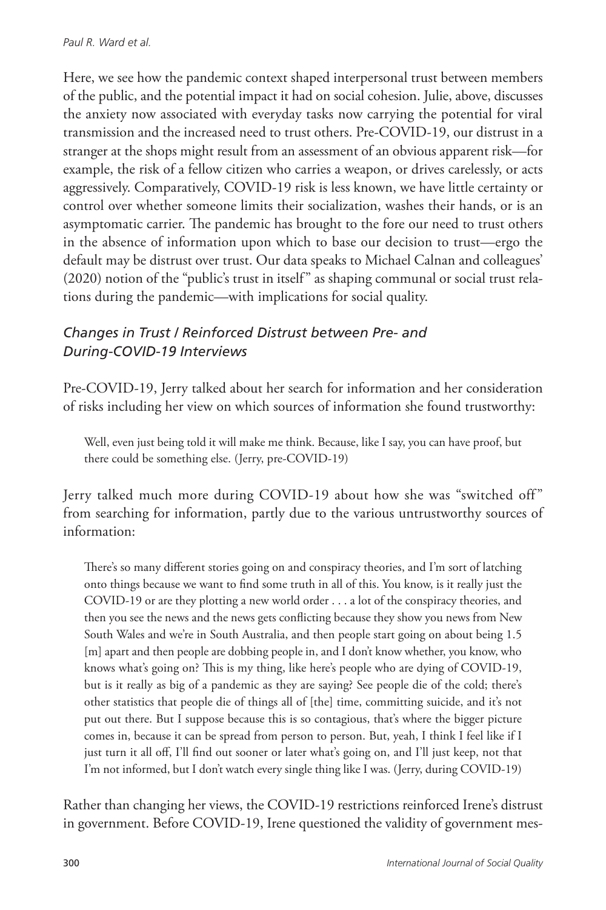Here, we see how the pandemic context shaped interpersonal trust between members of the public, and the potential impact it had on social cohesion. Julie, above, discusses the anxiety now associated with everyday tasks now carrying the potential for viral transmission and the increased need to trust others. Pre-COVID-19, our distrust in a stranger at the shops might result from an assessment of an obvious apparent risk—for example, the risk of a fellow citizen who carries a weapon, or drives carelessly, or acts aggressively. Comparatively, COVID-19 risk is less known, we have little certainty or control over whether someone limits their socialization, washes their hands, or is an asymptomatic carrier. The pandemic has brought to the fore our need to trust others in the absence of information upon which to base our decision to trust—ergo the default may be distrust over trust. Our data speaks to Michael Calnan and colleagues' (2020) notion of the "public's trust in itself" as shaping communal or social trust relations during the pandemic—with implications for social quality.

### *Changes in Trust / Reinforced Distrust between Pre- and During-COVID-19 Interviews*

Pre-COVID-19, Jerry talked about her search for information and her consideration of risks including her view on which sources of information she found trustworthy:

> Well, even just being told it will make me think. Because, like I say, you can have proof, but there could be something else. (Jerry, pre-COVID-19)

Jerry talked much more during COVID-19 about how she was "switched off" from searching for information, partly due to the various untrustworthy sources of information:

> There's so many different stories going on and conspiracy theories, and I'm sort of latching onto things because we want to find some truth in all of this. You know, is it really just the COVID-19 or are they plotting a new world order . . . a lot of the conspiracy theories, and then you see the news and the news gets conflicting because they show you news from New South Wales and we're in South Australia, and then people start going on about being 1.5 [m] apart and then people are dobbing people in, and I don't know whether, you know, who knows what's going on? This is my thing, like here's people who are dying of COVID-19, but is it really as big of a pandemic as they are saying? See people die of the cold; there's other statistics that people die of things all of [the] time, committing suicide, and it's not put out there. But I suppose because this is so contagious, that's where the bigger picture comes in, because it can be spread from person to person. But, yeah, I think I feel like if I just turn it all off, I'll find out sooner or later what's going on, and I'll just keep, not that I'm not informed, but I don't watch every single thing like I was. (Jerry, during COVID-19)

Rather than changing her views, the COVID-19 restrictions reinforced Irene's distrust in government. Before COVID-19, Irene questioned the validity of government mes-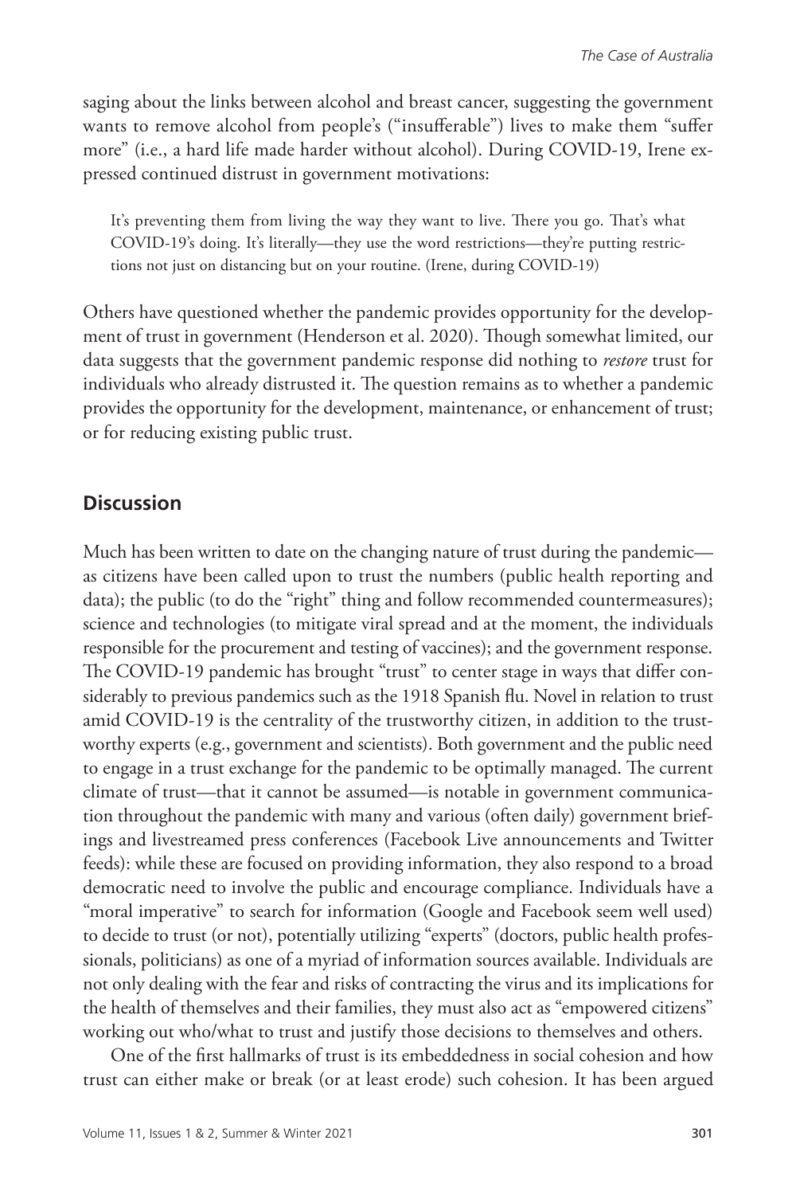saging about the links between alcohol and breast cancer, suggesting the government wants to remove alcohol from people's ("insufferable") lives to make them "suffer more" (i.e., a hard life made harder without alcohol). During COVID-19, Irene expressed continued distrust in government motivations:

> It's preventing them from living the way they want to live. There you go. That's what COVID-19's doing. It's literally—they use the word restrictions—they're putting restrictions not just on distancing but on your routine. (Irene, during COVID-19)

Others have questioned whether the pandemic provides opportunity for the development of trust in government (Henderson et al. 2020). Though somewhat limited, our data suggests that the government pandemic response did nothing to *restore* trust for individuals who already distrusted it. The question remains as to whether a pandemic provides the opportunity for the development, maintenance, or enhancement of trust; or for reducing existing public trust.

## Discussion

Much has been written to date on the changing nature of trust during the pandemic—as citizens have been called upon to trust the numbers (public health reporting and data); the public (to do the "right" thing and follow recommended countermeasures); science and technologies (to mitigate viral spread and at the moment, the individuals responsible for the procurement and testing of vaccines); and the government response. The COVID-19 pandemic has brought "trust" to center stage in ways that differ considerably to previous pandemics such as the 1918 Spanish flu. Novel in relation to trust amid COVID-19 is the centrality of the trustworthy citizen, in addition to the trustworthy experts (e.g., government and scientists). Both government and the public need to engage in a trust exchange for the pandemic to be optimally managed. The current climate of trust—that it cannot be assumed—is notable in government communication throughout the pandemic with many and various (often daily) government briefings and livestreamed press conferences (Facebook Live announcements and Twitter feeds): while these are focused on providing information, they also respond to a broad democratic need to involve the public and encourage compliance. Individuals have a "moral imperative" to search for information (Google and Facebook seem well used) to decide to trust (or not), potentially utilizing "experts" (doctors, public health professionals, politicians) as one of a myriad of information sources available. Individuals are not only dealing with the fear and risks of contracting the virus and its implications for the health of themselves and their families, they must also act as "empowered citizens" working out who/what to trust and justify those decisions to themselves and others.

One of the first hallmarks of trust is its embeddedness in social cohesion and how trust can either make or break (or at least erode) such cohesion. It has been argued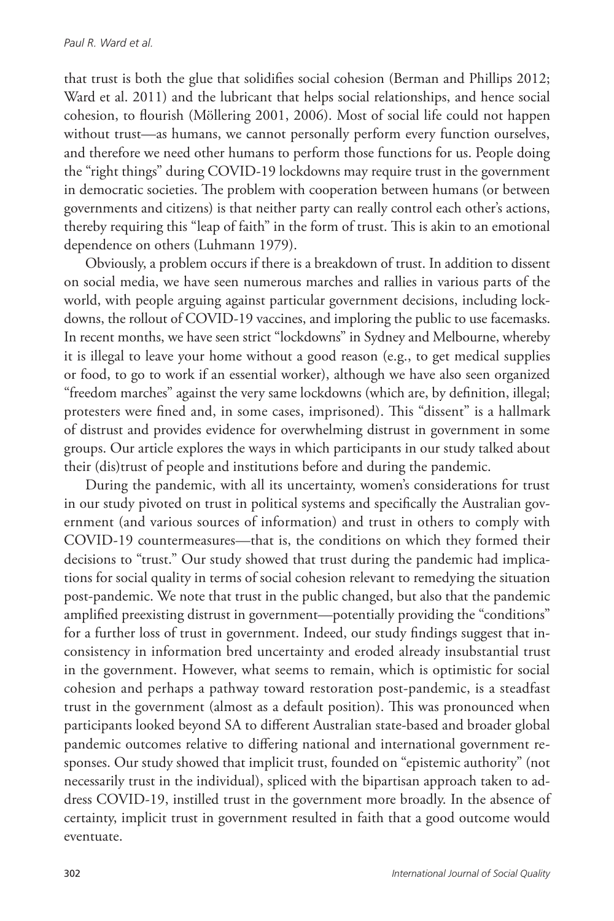that trust is both the glue that solidifies social cohesion (Berman and Phillips 2012; Ward et al. 2011) and the lubricant that helps social relationships, and hence social cohesion, to flourish (Möllering 2001, 2006). Most of social life could not happen without trust—as humans, we cannot personally perform every function ourselves, and therefore we need other humans to perform those functions for us. People doing the "right things" during COVID-19 lockdowns may require trust in the government in democratic societies. The problem with cooperation between humans (or between governments and citizens) is that neither party can really control each other's actions, thereby requiring this "leap of faith" in the form of trust. This is akin to an emotional dependence on others (Luhmann 1979).

Obviously, a problem occurs if there is a breakdown of trust. In addition to dissent on social media, we have seen numerous marches and rallies in various parts of the world, with people arguing against particular government decisions, including lockdowns, the rollout of COVID-19 vaccines, and imploring the public to use facemasks. In recent months, we have seen strict "lockdowns" in Sydney and Melbourne, whereby it is illegal to leave your home without a good reason (e.g., to get medical supplies or food, to go to work if an essential worker), although we have also seen organized "freedom marches" against the very same lockdowns (which are, by definition, illegal; protesters were fined and, in some cases, imprisoned). This "dissent" is a hallmark of distrust and provides evidence for overwhelming distrust in government in some groups. Our article explores the ways in which participants in our study talked about their (dis)trust of people and institutions before and during the pandemic.

During the pandemic, with all its uncertainty, women's considerations for trust in our study pivoted on trust in political systems and specifically the Australian government (and various sources of information) and trust in others to comply with COVID-19 countermeasures—that is, the conditions on which they formed their decisions to "trust." Our study showed that trust during the pandemic had implications for social quality in terms of social cohesion relevant to remedying the situation post-pandemic. We note that trust in the public changed, but also that the pandemic amplified preexisting distrust in government—potentially providing the "conditions" for a further loss of trust in government. Indeed, our study findings suggest that inconsistency in information bred uncertainty and eroded already insubstantial trust in the government. However, what seems to remain, which is optimistic for social cohesion and perhaps a pathway toward restoration post-pandemic, is a steadfast trust in the government (almost as a default position). This was pronounced when participants looked beyond SA to different Australian state-based and broader global pandemic outcomes relative to differing national and international government responses. Our study showed that implicit trust, founded on "epistemic authority" (not necessarily trust in the individual), spliced with the bipartisan approach taken to address COVID-19, instilled trust in the government more broadly. In the absence of certainty, implicit trust in government resulted in faith that a good outcome would eventuate.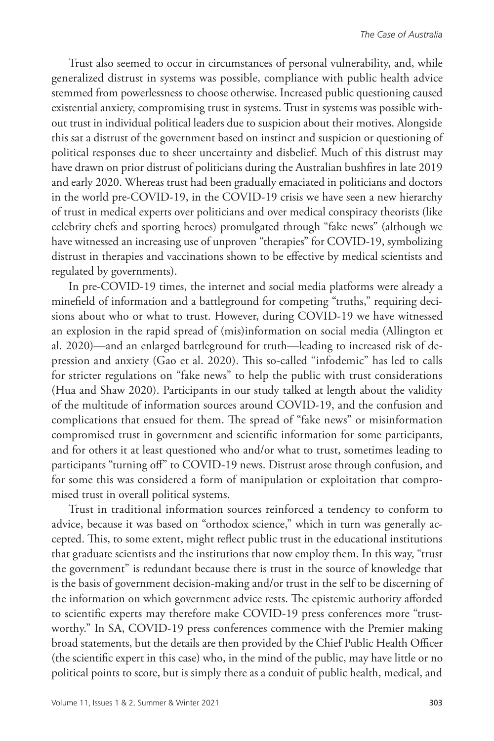Trust also seemed to occur in circumstances of personal vulnerability, and, while generalized distrust in systems was possible, compliance with public health advice stemmed from powerlessness to choose otherwise. Increased public questioning caused existential anxiety, compromising trust in systems. Trust in systems was possible without trust in individual political leaders due to suspicion about their motives. Alongside this sat a distrust of the government based on instinct and suspicion or questioning of political responses due to sheer uncertainty and disbelief. Much of this distrust may have drawn on prior distrust of politicians during the Australian bushfires in late 2019 and early 2020. Whereas trust had been gradually emaciated in politicians and doctors in the world pre-COVID-19, in the COVID-19 crisis we have seen a new hierarchy of trust in medical experts over politicians and over medical conspiracy theorists (like celebrity chefs and sporting heroes) promulgated through "fake news" (although we have witnessed an increasing use of unproven "therapies" for COVID-19, symbolizing distrust in therapies and vaccinations shown to be effective by medical scientists and regulated by governments).

In pre-COVID-19 times, the internet and social media platforms were already a minefield of information and a battleground for competing "truths," requiring decisions about who or what to trust. However, during COVID-19 we have witnessed an explosion in the rapid spread of (mis)information on social media (Allington et al. 2020)—and an enlarged battleground for truth—leading to increased risk of depression and anxiety (Gao et al. 2020). This so-called "infodemic" has led to calls for stricter regulations on "fake news" to help the public with trust considerations (Hua and Shaw 2020). Participants in our study talked at length about the validity of the multitude of information sources around COVID-19, and the confusion and complications that ensued for them. The spread of "fake news" or misinformation compromised trust in government and scientific information for some participants, and for others it at least questioned who and/or what to trust, sometimes leading to participants "turning off" to COVID-19 news. Distrust arose through confusion, and for some this was considered a form of manipulation or exploitation that compromised trust in overall political systems.

Trust in traditional information sources reinforced a tendency to conform to advice, because it was based on "orthodox science," which in turn was generally accepted. This, to some extent, might reflect public trust in the educational institutions that graduate scientists and the institutions that now employ them. In this way, "trust the government" is redundant because there is trust in the source of knowledge that is the basis of government decision-making and/or trust in the self to be discerning of the information on which government advice rests. The epistemic authority afforded to scientific experts may therefore make COVID-19 press conferences more "trustworthy." In SA, COVID-19 press conferences commence with the Premier making broad statements, but the details are then provided by the Chief Public Health Officer (the scientific expert in this case) who, in the mind of the public, may have little or no political points to score, but is simply there as a conduit of public health, medical, and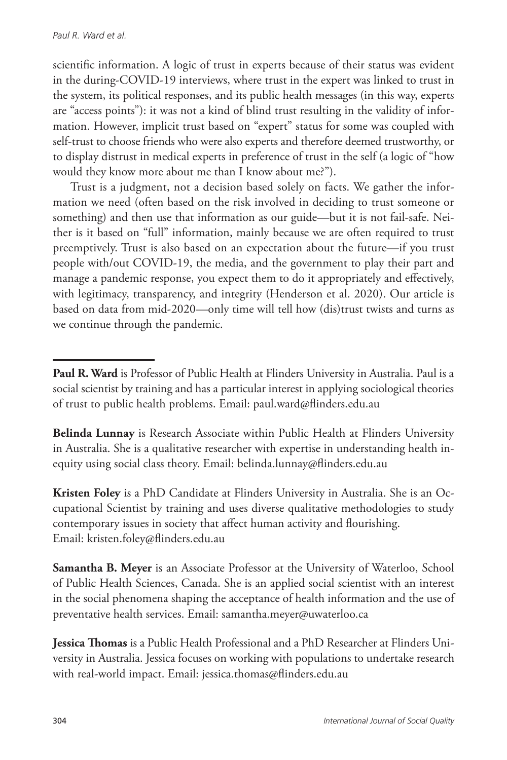scientific information. A logic of trust in experts because of their status was evident in the during-COVID-19 interviews, where trust in the expert was linked to trust in the system, its political responses, and its public health messages (in this way, experts are "access points"): it was not a kind of blind trust resulting in the validity of information. However, implicit trust based on "expert" status for some was coupled with self-trust to choose friends who were also experts and therefore deemed trustworthy, or to display distrust in medical experts in preference of trust in the self (a logic of "how would they know more about me than I know about me?").

Trust is a judgment, not a decision based solely on facts. We gather the information we need (often based on the risk involved in deciding to trust someone or something) and then use that information as our guide—but it is not fail-safe. Neither is it based on "full" information, mainly because we are often required to trust preemptively. Trust is also based on an expectation about the future—if you trust people with/out COVID-19, the media, and the government to play their part and manage a pandemic response, you expect them to do it appropriately and effectively, with legitimacy, transparency, and integrity (Henderson et al. 2020). Our article is based on data from mid-2020—only time will tell how (dis)trust twists and turns as we continue through the pandemic.

---

**Paul R. Ward** is Professor of Public Health at Flinders University in Australia. Paul is a social scientist by training and has a particular interest in applying sociological theories of trust to public health problems. Email: paul.ward@flinders.edu.au

**Belinda Lunnay** is Research Associate within Public Health at Flinders University in Australia. She is a qualitative researcher with expertise in understanding health inequity using social class theory. Email: belinda.lunnay@flinders.edu.au

**Kristen Foley** is a PhD Candidate at Flinders University in Australia. She is an Occupational Scientist by training and uses diverse qualitative methodologies to study contemporary issues in society that affect human activity and flourishing. Email: kristen.foley@flinders.edu.au

**Samantha B. Meyer** is an Associate Professor at the University of Waterloo, School of Public Health Sciences, Canada. She is an applied social scientist with an interest in the social phenomena shaping the acceptance of health information and the use of preventative health services. Email: samantha.meyer@uwaterloo.ca

**Jessica Thomas** is a Public Health Professional and a PhD Researcher at Flinders University in Australia. Jessica focuses on working with populations to undertake research with real-world impact. Email: jessica.thomas@flinders.edu.au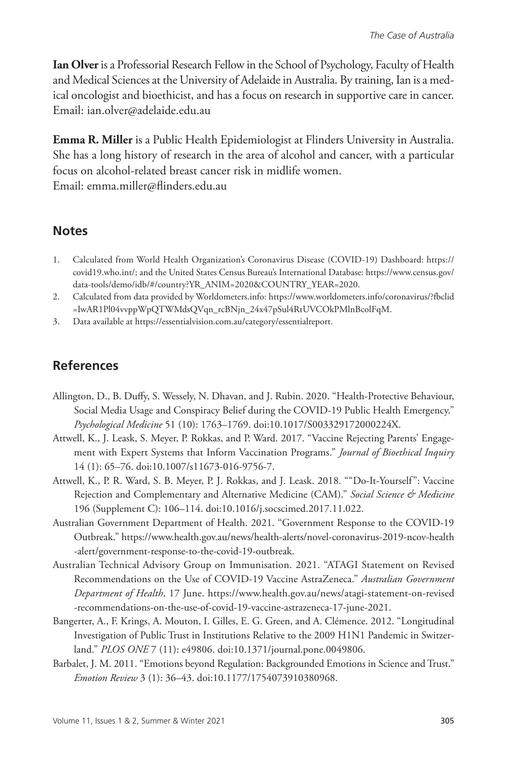**Ian Olver** is a Professorial Research Fellow in the School of Psychology, Faculty of Health and Medical Sciences at the University of Adelaide in Australia. By training, Ian is a medical oncologist and bioethicist, and has a focus on research in supportive care in cancer. Email: ian.olver@adelaide.edu.au

**Emma R. Miller** is a Public Health Epidemiologist at Flinders University in Australia. She has a long history of research in the area of alcohol and cancer, with a particular focus on alcohol-related breast cancer risk in midlife women.
Email: emma.miller@flinders.edu.au

## Notes

1. Calculated from World Health Organization's Coronavirus Disease (COVID-19) Dashboard: https://covid19.who.int/; and the United States Census Bureau's International Database: https://www.census.gov/data-tools/demo/idb/#/country?YR_ANIM=2020&COUNTRY_YEAR=2020.
2. Calculated from data provided by Worldometers.info: https://www.worldometers.info/coronavirus/?fbclid=IwAR1Pl04vvppWpQTWMdsQVqn_rcBNjn_24x47pSul4RtUVCOkPMlnBcolFqM.
3. Data available at https://essentialvision.com.au/category/essentialreport.

## References

Allington, D., B. Duffy, S. Wessely, N. Dhavan, and J. Rubin. 2020. "Health-Protective Behaviour, Social Media Usage and Conspiracy Belief during the COVID-19 Public Health Emergency." *Psychological Medicine* 51 (10): 1763–1769. doi:10.1017/S003329172000224X.

Attwell, K., J. Leask, S. Meyer, P. Rokkas, and P. Ward. 2017. "Vaccine Rejecting Parents' Engagement with Expert Systems that Inform Vaccination Programs." *Journal of Bioethical Inquiry* 14 (1): 65–76. doi:10.1007/s11673-016-9756-7.

Attwell, K., P. R. Ward, S. B. Meyer, P. J. Rokkas, and J. Leask. 2018. ""Do-It-Yourself": Vaccine Rejection and Complementary and Alternative Medicine (CAM)." *Social Science & Medicine* 196 (Supplement C): 106–114. doi:10.1016/j.socscimed.2017.11.022.

Australian Government Department of Health. 2021. "Government Response to the COVID-19 Outbreak." https://www.health.gov.au/news/health-alerts/novel-coronavirus-2019-ncov-health-alert/government-response-to-the-covid-19-outbreak.

Australian Technical Advisory Group on Immunisation. 2021. "ATAGI Statement on Revised Recommendations on the Use of COVID-19 Vaccine AstraZeneca." *Australian Government Department of Health*, 17 June. https://www.health.gov.au/news/atagi-statement-on-revised-recommendations-on-the-use-of-covid-19-vaccine-astrazeneca-17-june-2021.

Bangerter, A., F. Krings, A. Mouton, I. Gilles, E. G. Green, and A. Clémence. 2012. "Longitudinal Investigation of Public Trust in Institutions Relative to the 2009 H1N1 Pandemic in Switzerland." *PLOS ONE* 7 (11): e49806. doi:10.1371/journal.pone.0049806.

Barbalet, J. M. 2011. "Emotions beyond Regulation: Backgrounded Emotions in Science and Trust." *Emotion Review* 3 (1): 36–43. doi:10.1177/1754073910380968.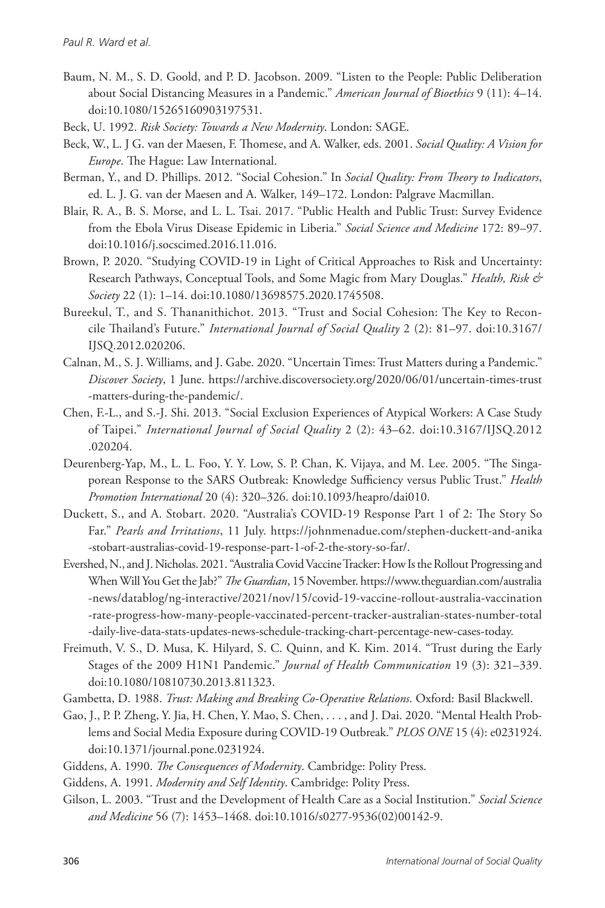Baum, N. M., S. D. Goold, and P. D. Jacobson. 2009. "Listen to the People: Public Deliberation about Social Distancing Measures in a Pandemic." *American Journal of Bioethics* 9 (11): 4–14. doi:10.1080/15265160903197531.

Beck, U. 1992. *Risk Society: Towards a New Modernity*. London: SAGE.

Beck, W., L. J G. van der Maesen, F. Thomese, and A. Walker, eds. 2001. *Social Quality: A Vision for Europe*. The Hague: Law International.

Berman, Y., and D. Phillips. 2012. "Social Cohesion." In *Social Quality: From Theory to Indicators*, ed. L. J. G. van der Maesen and A. Walker, 149–172. London: Palgrave Macmillan.

Blair, R. A., B. S. Morse, and L. L. Tsai. 2017. "Public Health and Public Trust: Survey Evidence from the Ebola Virus Disease Epidemic in Liberia." *Social Science and Medicine* 172: 89–97. doi:10.1016/j.socscimed.2016.11.016.

Brown, P. 2020. "Studying COVID-19 in Light of Critical Approaches to Risk and Uncertainty: Research Pathways, Conceptual Tools, and Some Magic from Mary Douglas." *Health, Risk & Society* 22 (1): 1–14. doi:10.1080/13698575.2020.1745508.

Bureekul, T., and S. Thananithichot. 2013. "Trust and Social Cohesion: The Key to Reconcile Thailand's Future." *International Journal of Social Quality* 2 (2): 81–97. doi:10.3167/IJSQ.2012.020206.

Calnan, M., S. J. Williams, and J. Gabe. 2020. "Uncertain Times: Trust Matters during a Pandemic." *Discover Society*, 1 June. https://archive.discoversociety.org/2020/06/01/uncertain-times-trust-matters-during-the-pandemic/.

Chen, F.-L., and S.-J. Shi. 2013. "Social Exclusion Experiences of Atypical Workers: A Case Study of Taipei." *International Journal of Social Quality* 2 (2): 43–62. doi:10.3167/IJSQ.2012.020204.

Deurenberg-Yap, M., L. L. Foo, Y. Y. Low, S. P. Chan, K. Vijaya, and M. Lee. 2005. "The Singaporean Response to the SARS Outbreak: Knowledge Sufficiency versus Public Trust." *Health Promotion International* 20 (4): 320–326. doi:10.1093/heapro/dai010.

Duckett, S., and A. Stobart. 2020. "Australia's COVID-19 Response Part 1 of 2: The Story So Far." *Pearls and Irritations*, 11 July. https://johnmenadue.com/stephen-duckett-and-anika-stobart-australias-covid-19-response-part-1-of-2-the-story-so-far/.

Evershed, N., and J. Nicholas. 2021. "Australia Covid Vaccine Tracker: How Is the Rollout Progressing and When Will You Get the Jab?" *The Guardian*, 15 November. https://www.theguardian.com/australia-news/datablog/ng-interactive/2021/nov/15/covid-19-vaccine-rollout-australia-vaccination-rate-progress-how-many-people-vaccinated-percent-tracker-australian-states-number-total-daily-live-data-stats-updates-news-schedule-tracking-chart-percentage-new-cases-today.

Freimuth, V. S., D. Musa, K. Hilyard, S. C. Quinn, and K. Kim. 2014. "Trust during the Early Stages of the 2009 H1N1 Pandemic." *Journal of Health Communication* 19 (3): 321–339. doi:10.1080/10810730.2013.811323.

Gambetta, D. 1988. *Trust: Making and Breaking Co-Operative Relations*. Oxford: Basil Blackwell.

Gao, J., P. P. Zheng, Y. Jia, H. Chen, Y. Mao, S. Chen, . . . , and J. Dai. 2020. "Mental Health Problems and Social Media Exposure during COVID-19 Outbreak." *PLOS ONE* 15 (4): e0231924. doi:10.1371/journal.pone.0231924.

Giddens, A. 1990. *The Consequences of Modernity*. Cambridge: Polity Press.

Giddens, A. 1991. *Modernity and Self Identity*. Cambridge: Polity Press.

Gilson, L. 2003. "Trust and the Development of Health Care as a Social Institution." *Social Science and Medicine* 56 (7): 1453–1468. doi:10.1016/s0277-9536(02)00142-9.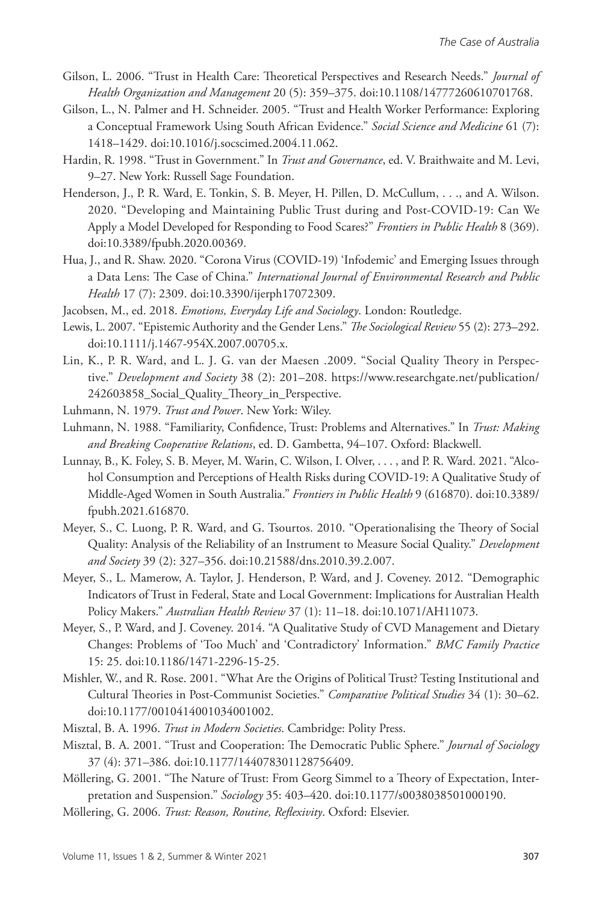Gilson, L. 2006. "Trust in Health Care: Theoretical Perspectives and Research Needs." *Journal of Health Organization and Management* 20 (5): 359–375. doi:10.1108/14777260610701768.

Gilson, L., N. Palmer and H. Schneider. 2005. "Trust and Health Worker Performance: Exploring a Conceptual Framework Using South African Evidence." *Social Science and Medicine* 61 (7): 1418–1429. doi:10.1016/j.socscimed.2004.11.062.

Hardin, R. 1998. "Trust in Government." In *Trust and Governance*, ed. V. Braithwaite and M. Levi, 9–27. New York: Russell Sage Foundation.

Henderson, J., P. R. Ward, E. Tonkin, S. B. Meyer, H. Pillen, D. McCullum, . . ., and A. Wilson. 2020. "Developing and Maintaining Public Trust during and Post-COVID-19: Can We Apply a Model Developed for Responding to Food Scares?" *Frontiers in Public Health* 8 (369). doi:10.3389/fpubh.2020.00369.

Hua, J., and R. Shaw. 2020. "Corona Virus (COVID-19) 'Infodemic' and Emerging Issues through a Data Lens: The Case of China." *International Journal of Environmental Research and Public Health* 17 (7): 2309. doi:10.3390/ijerph17072309.

Jacobsen, M., ed. 2018. *Emotions, Everyday Life and Sociology*. London: Routledge.

Lewis, L. 2007. "Epistemic Authority and the Gender Lens." *The Sociological Review* 55 (2): 273–292. doi:10.1111/j.1467-954X.2007.00705.x.

Lin, K., P. R. Ward, and L. J. G. van der Maesen .2009. "Social Quality Theory in Perspective." *Development and Society* 38 (2): 201–208. https://www.researchgate.net/publication/242603858_Social_Quality_Theory_in_Perspective.

Luhmann, N. 1979. *Trust and Power*. New York: Wiley.

Luhmann, N. 1988. "Familiarity, Confidence, Trust: Problems and Alternatives." In *Trust: Making and Breaking Cooperative Relations*, ed. D. Gambetta, 94–107. Oxford: Blackwell.

Lunnay, B., K. Foley, S. B. Meyer, M. Warin, C. Wilson, I. Olver, . . . , and P. R. Ward. 2021. "Alcohol Consumption and Perceptions of Health Risks during COVID-19: A Qualitative Study of Middle-Aged Women in South Australia." *Frontiers in Public Health* 9 (616870). doi:10.3389/fpubh.2021.616870.

Meyer, S., C. Luong, P. R. Ward, and G. Tsourtos. 2010. "Operationalising the Theory of Social Quality: Analysis of the Reliability of an Instrument to Measure Social Quality." *Development and Society* 39 (2): 327–356. doi:10.21588/dns.2010.39.2.007.

Meyer, S., L. Mamerow, A. Taylor, J. Henderson, P. Ward, and J. Coveney. 2012. "Demographic Indicators of Trust in Federal, State and Local Government: Implications for Australian Health Policy Makers." *Australian Health Review* 37 (1): 11–18. doi:10.1071/AH11073.

Meyer, S., P. Ward, and J. Coveney. 2014. "A Qualitative Study of CVD Management and Dietary Changes: Problems of 'Too Much' and 'Contradictory' Information." *BMC Family Practice* 15: 25. doi:10.1186/1471-2296-15-25.

Mishler, W., and R. Rose. 2001. "What Are the Origins of Political Trust? Testing Institutional and Cultural Theories in Post-Communist Societies." *Comparative Political Studies* 34 (1): 30–62. doi:10.1177/0010414001034001002.

Misztal, B. A. 1996. *Trust in Modern Societies*. Cambridge: Polity Press.

Misztal, B. A. 2001. "Trust and Cooperation: The Democratic Public Sphere." *Journal of Sociology* 37 (4): 371–386. doi:10.1177/144078301128756409.

Möllering, G. 2001. "The Nature of Trust: From Georg Simmel to a Theory of Expectation, Interpretation and Suspension." *Sociology* 35: 403–420. doi:10.1177/s0038038501000190.

Möllering, G. 2006. *Trust: Reason, Routine, Reflexivity*. Oxford: Elsevier.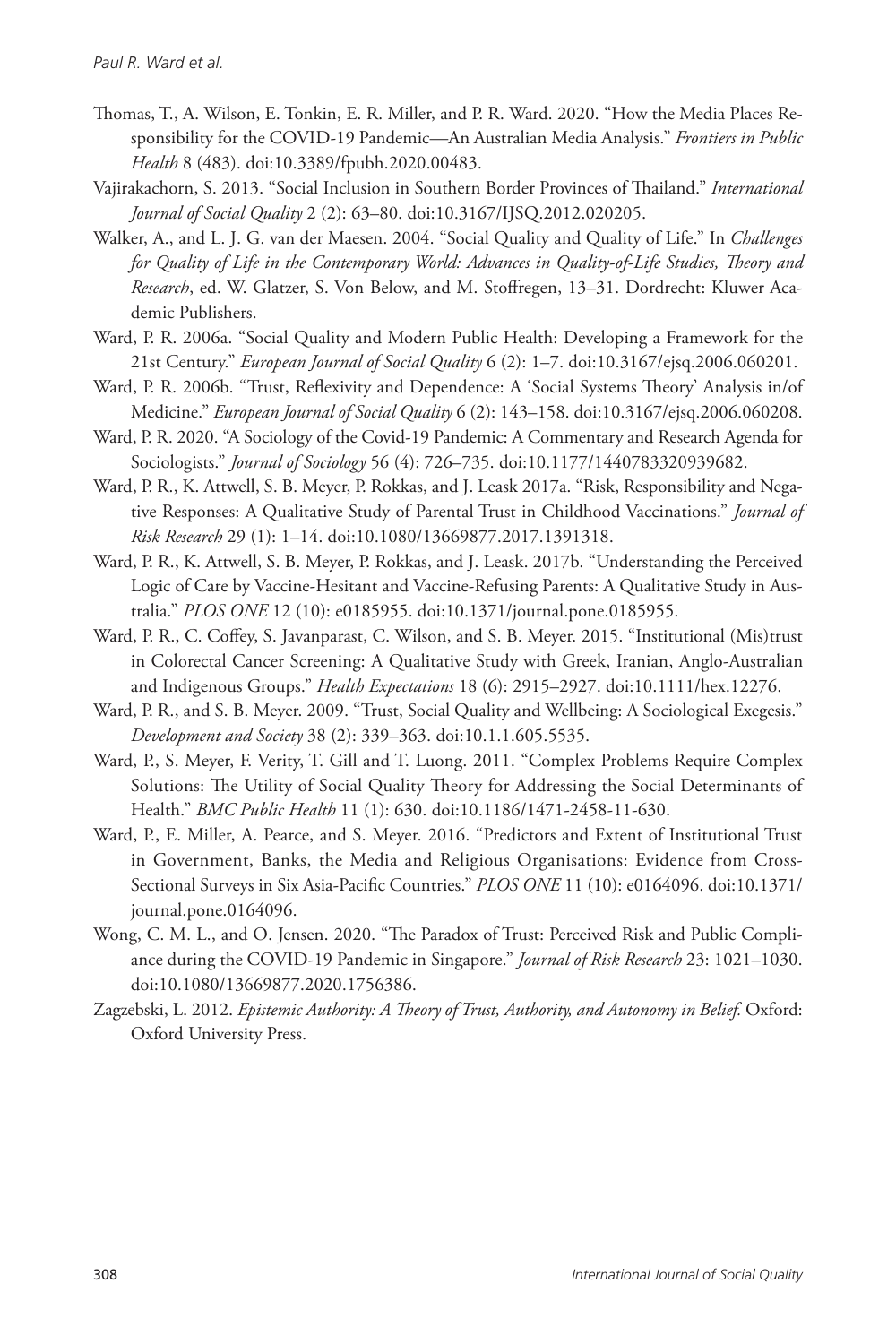Thomas, T., A. Wilson, E. Tonkin, E. R. Miller, and P. R. Ward. 2020. "How the Media Places Responsibility for the COVID-19 Pandemic—An Australian Media Analysis." *Frontiers in Public Health* 8 (483). doi:10.3389/fpubh.2020.00483.

Vajirakachorn, S. 2013. "Social Inclusion in Southern Border Provinces of Thailand." *International Journal of Social Quality* 2 (2): 63–80. doi:10.3167/IJSQ.2012.020205.

Walker, A., and L. J. G. van der Maesen. 2004. "Social Quality and Quality of Life." In *Challenges for Quality of Life in the Contemporary World: Advances in Quality-of-Life Studies, Theory and Research*, ed. W. Glatzer, S. Von Below, and M. Stoffregen, 13–31. Dordrecht: Kluwer Academic Publishers.

Ward, P. R. 2006a. "Social Quality and Modern Public Health: Developing a Framework for the 21st Century." *European Journal of Social Quality* 6 (2): 1–7. doi:10.3167/ejsq.2006.060201.

Ward, P. R. 2006b. "Trust, Reflexivity and Dependence: A 'Social Systems Theory' Analysis in/of Medicine." *European Journal of Social Quality* 6 (2): 143–158. doi:10.3167/ejsq.2006.060208.

Ward, P. R. 2020. "A Sociology of the Covid-19 Pandemic: A Commentary and Research Agenda for Sociologists." *Journal of Sociology* 56 (4): 726–735. doi:10.1177/1440783320939682.

Ward, P. R., K. Attwell, S. B. Meyer, P. Rokkas, and J. Leask 2017a. "Risk, Responsibility and Negative Responses: A Qualitative Study of Parental Trust in Childhood Vaccinations." *Journal of Risk Research* 29 (1): 1–14. doi:10.1080/13669877.2017.1391318.

Ward, P. R., K. Attwell, S. B. Meyer, P. Rokkas, and J. Leask. 2017b. "Understanding the Perceived Logic of Care by Vaccine-Hesitant and Vaccine-Refusing Parents: A Qualitative Study in Australia." *PLOS ONE* 12 (10): e0185955. doi:10.1371/journal.pone.0185955.

Ward, P. R., C. Coffey, S. Javanparast, C. Wilson, and S. B. Meyer. 2015. "Institutional (Mis)trust in Colorectal Cancer Screening: A Qualitative Study with Greek, Iranian, Anglo-Australian and Indigenous Groups." *Health Expectations* 18 (6): 2915–2927. doi:10.1111/hex.12276.

Ward, P. R., and S. B. Meyer. 2009. "Trust, Social Quality and Wellbeing: A Sociological Exegesis." *Development and Society* 38 (2): 339–363. doi:10.1.1.605.5535.

Ward, P., S. Meyer, F. Verity, T. Gill and T. Luong. 2011. "Complex Problems Require Complex Solutions: The Utility of Social Quality Theory for Addressing the Social Determinants of Health." *BMC Public Health* 11 (1): 630. doi:10.1186/1471-2458-11-630.

Ward, P., E. Miller, A. Pearce, and S. Meyer. 2016. "Predictors and Extent of Institutional Trust in Government, Banks, the Media and Religious Organisations: Evidence from Cross-Sectional Surveys in Six Asia-Pacific Countries." *PLOS ONE* 11 (10): e0164096. doi:10.1371/journal.pone.0164096.

Wong, C. M. L., and O. Jensen. 2020. "The Paradox of Trust: Perceived Risk and Public Compliance during the COVID-19 Pandemic in Singapore." *Journal of Risk Research* 23: 1021–1030. doi:10.1080/13669877.2020.1756386.

Zagzebski, L. 2012. *Epistemic Authority: A Theory of Trust, Authority, and Autonomy in Belief.* Oxford: Oxford University Press.